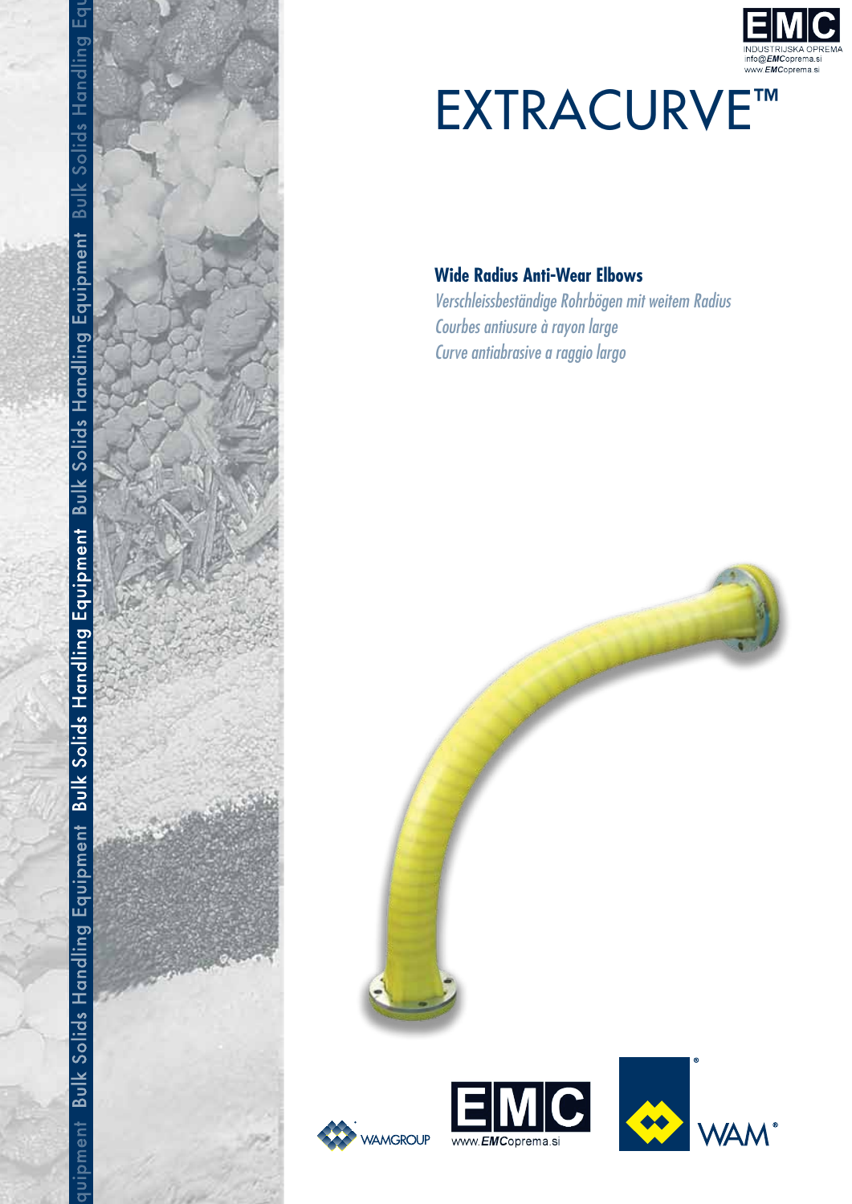EMC
INDUSTRIJSKA OPREMA
info@EMCoprema.si
www.EMCoprema.si

# EXTRACURVE™

## Wide Radius Anti-Wear Elbows

*Verschleissbeständige Rohrbögen mit weitem Radius*
*Courbes antiusure à rayon large*
*Curve antiabrasive a raggio largo*

Bulk Solids Handling Equipment

WAMGROUP
EMC www.EMCoprema.si
WAM®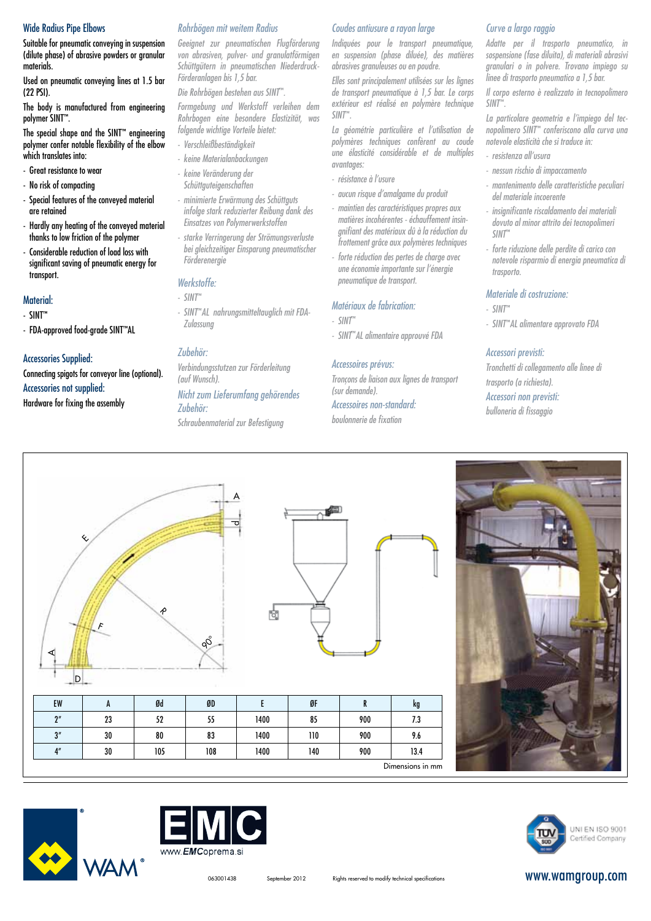## Wide Radius Pipe Elbows

Suitable for pneumatic conveying in suspension (dilute phase) of abrasive powders or granular materials.

Used on pneumatic conveying lines at 1.5 bar (22 PSI).

The body is manufactured from engineering polymer SINT™.

The special shape and the SINT™ engineering polymer confer notable flexibility of the elbow which translates into:

- Great resistance to wear
- No risk of compacting
- Special features of the conveyed material are retained
- Hardly any heating of the conveyed material thanks to low friction of the polymer
- Considerable reduction of load loss with significant saving of pneumatic energy for transport.

### Material:

- SINT™
- FDA-approved food-grade SINT™AL

### Accessories Supplied:

Connecting spigots for conveyor line (optional).

### Accessories not supplied:

Hardware for fixing the assembly

## *Rohrbögen mit weitem Radius*

*Geeignet zur pneumatischen Flugförderung von abrasiven, pulver- und granulatförmigen Schüttgütern in pneumatischen Niederdruck-Förderanlagen bis 1,5 bar.*

*Die Rohrbögen bestehen aus SINT™.*

*Formgebung und Werkstoff verleihen dem Rohrbogen eine besondere Elastizität, was folgende wichtige Vorteile bietet:*

- *Verschleißbeständigkeit*
- *keine Materialanbackungen*
- *keine Veränderung der Schüttguteigenschaften*
- *minimierte Erwärmung des Schüttguts infolge stark reduzierter Reibung dank des Einsatzes von Polymerwerkstoffen*
- *starke Verringerung der Strömungsverluste bei gleichzeitiger Einsparung pneumatischer Förderenergie*

### *Werkstoffe:*

- *SINT™*
- *SINT™AL nahrungsmitteltauglich mit FDA-Zulassung*

### *Zubehör:*

*Verbindungsstutzen zur Förderleitung (auf Wunsch).*

### *Nicht zum Lieferumfang gehörendes Zubehör:*

*Schraubenmaterial zur Befestigung*

## *Coudes antiusure a rayon large*

*Indiquées pour le transport pneumatique, en suspension (phase diluée), des matières abrasives granuleuses ou en poudre.*

*Elles sont principalement utilisées sur les lignes de transport pneumatique à 1,5 bar. Le corps extérieur est réalisé en polymère technique SINT™.*

*La géométrie particulière et l'utilisation de polymères techniques confèrent au coude une élasticité considérable et de multiples avantages:*

- *résistance à l'usure*
- *aucun risque d'amalgame du produit*
- *maintien des caractéristiques propres aux matières incohérentes - échauffement insignifiant des matériaux dû à la réduction du frottement grâce aux polymères techniques*
- *forte réduction des pertes de charge avec une économie importante sur l'énergie pneumatique de transport.*

### *Matériaux de fabrication:*

- *SINT™*
- *SINT™AL alimentaire approuvé FDA*

### *Accessoires prévus:*

*Tronçons de liaison aux lignes de transport (sur demande).*

### *Accessoires non-standard:*

*boulonnerie de fixation*

## *Curve a largo raggio*

*Adatte per il trasporto pneumatico, in sospensione (fase diluita), di materiali abrasivi granulari o in polvere. Trovano impiego su linee di trasporto pneumatico a 1,5 bar.*

*Il corpo esterno è realizzato in tecnopolimero SINT™.*

*La particolare geometria e l'impiego del tecnopolimero SINT™ conferiscono alla curva una notevole elasticità che si traduce in:*

- *resistenza all'usura*
- *nessun rischio di impaccamento*
- *mantenimento delle caratteristiche peculiari del materiale incoerente*
- *insignificante riscaldamento dei materiali dovuto al minor attrito dei tecnopolimeri SINT™*
- *forte riduzione delle perdite di carico con notevole risparmio di energia pneumatica di trasporto.*

### *Materiale di costruzione:*

- *SINT™*
- *SINT™AL alimentare approvato FDA*

### *Accessori previsti:*

*Tronchetti di collegamento alle linee di trasporto (a richiesta).*

### *Accessori non previsti:*

*bulloneria di fissaggio*

A
Ød
E
R
F
90°
D
A

| EW | A | Ød | ØD | E | ØF | R | kg |
|---|---|---|---|---|---|---|---|
| 2" | 23 | 52 | 55 | 1400 | 85 | 900 | 7.3 |
| 3" | 30 | 80 | 83 | 1400 | 110 | 900 | 9.6 |
| 4" | 30 | 105 | 108 | 1400 | 140 | 900 | 13.4 |

Dimensions in mm

www.EMCoprema.si

063001438 September 2012 Rights reserved to modify technical specifications

UNI EN ISO 9001 Certified Company

www.wamgroup.com